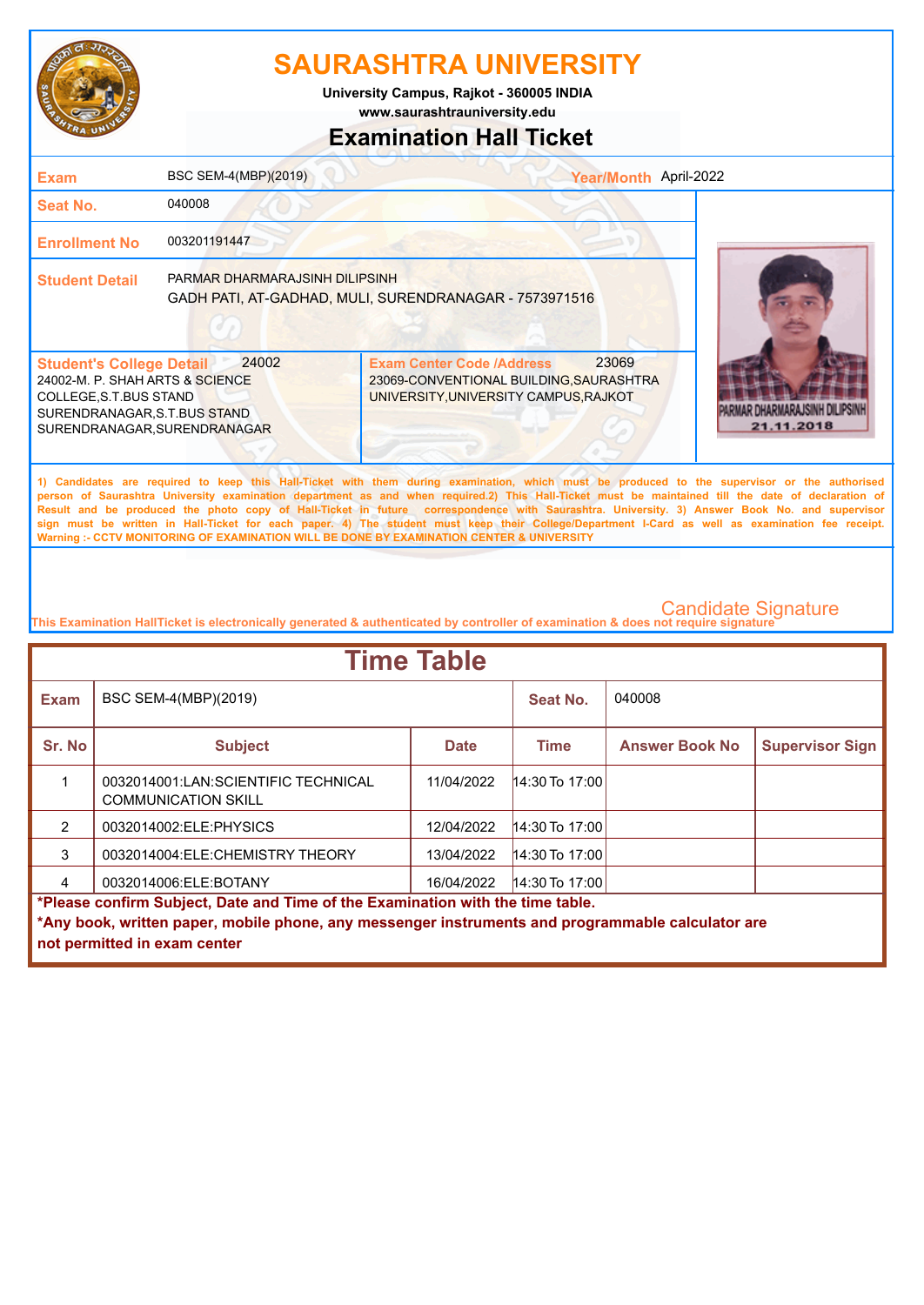# SAURASHTRA UNIVERSITY

**University Campus, Rajkot - 360005 INDIA**
**www.saurashtrauniversity.edu**

## Examination Hall Ticket

| | | | |
|---|---|---|---|
| **Exam** | BSC SEM-4(MBP)(2019) | **Year/Month** | April-2022 |
| **Seat No.** | 040008 | | |
| **Enrollment No** | 003201191447 | | |
| **Student Detail** | PARMAR DHARMARAJSINH DILIPSINH<br>GADH PATI, AT-GADHAD, MULI, SURENDRANAGAR - 7573971516 | | |

**Student's College Detail** 24002
24002-M. P. SHAH ARTS & SCIENCE COLLEGE,S.T.BUS STAND SURENDRANAGAR,S.T.BUS STAND SURENDRANAGAR,SURENDRANAGAR

**Exam Center Code /Address** 23069
23069-CONVENTIONAL BUILDING,SAURASHTRA UNIVERSITY,UNIVERSITY CAMPUS,RAJKOT

PARMAR DHARMARAJSINH DILIPSINH
21.11.2018

1) Candidates are required to keep this Hall-Ticket with them during examination, which must be produced to the supervisor or the authorised person of Saurashtra University examination department as and when required.2) This Hall-Ticket must be maintained till the date of declaration of Result and be produced the photo copy of Hall-Ticket in future correspondence with Saurashtra. University. 3) Answer Book No. and supervisor sign must be written in Hall-Ticket for each paper. 4) The student must keep their College/Department I-Card as well as examination fee receipt.
Warning :- CCTV MONITORING OF EXAMINATION WILL BE DONE BY EXAMINATION CENTER & UNIVERSITY

Candidate Signature

This Examination HallTicket is electronically generated & authenticated by controller of examination & does not require signature

## Time Table

| **Exam** | BSC SEM-4(MBP)(2019) | | **Seat No.** | 040008 | |
|---|---|---|---|---|---|
| **Sr. No** | **Subject** | **Date** | **Time** | **Answer Book No** | **Supervisor Sign** |
| 1 | 0032014001:LAN:SCIENTIFIC TECHNICAL COMMUNICATION SKILL | 11/04/2022 | 14:30 To 17:00 | | |
| 2 | 0032014002:ELE:PHYSICS | 12/04/2022 | 14:30 To 17:00 | | |
| 3 | 0032014004:ELE:CHEMISTRY THEORY | 13/04/2022 | 14:30 To 17:00 | | |
| 4 | 0032014006:ELE:BOTANY | 16/04/2022 | 14:30 To 17:00 | | |

**\*Please confirm Subject, Date and Time of the Examination with the time table.**
**\*Any book, written paper, mobile phone, any messenger instruments and programmable calculator are not permitted in exam center**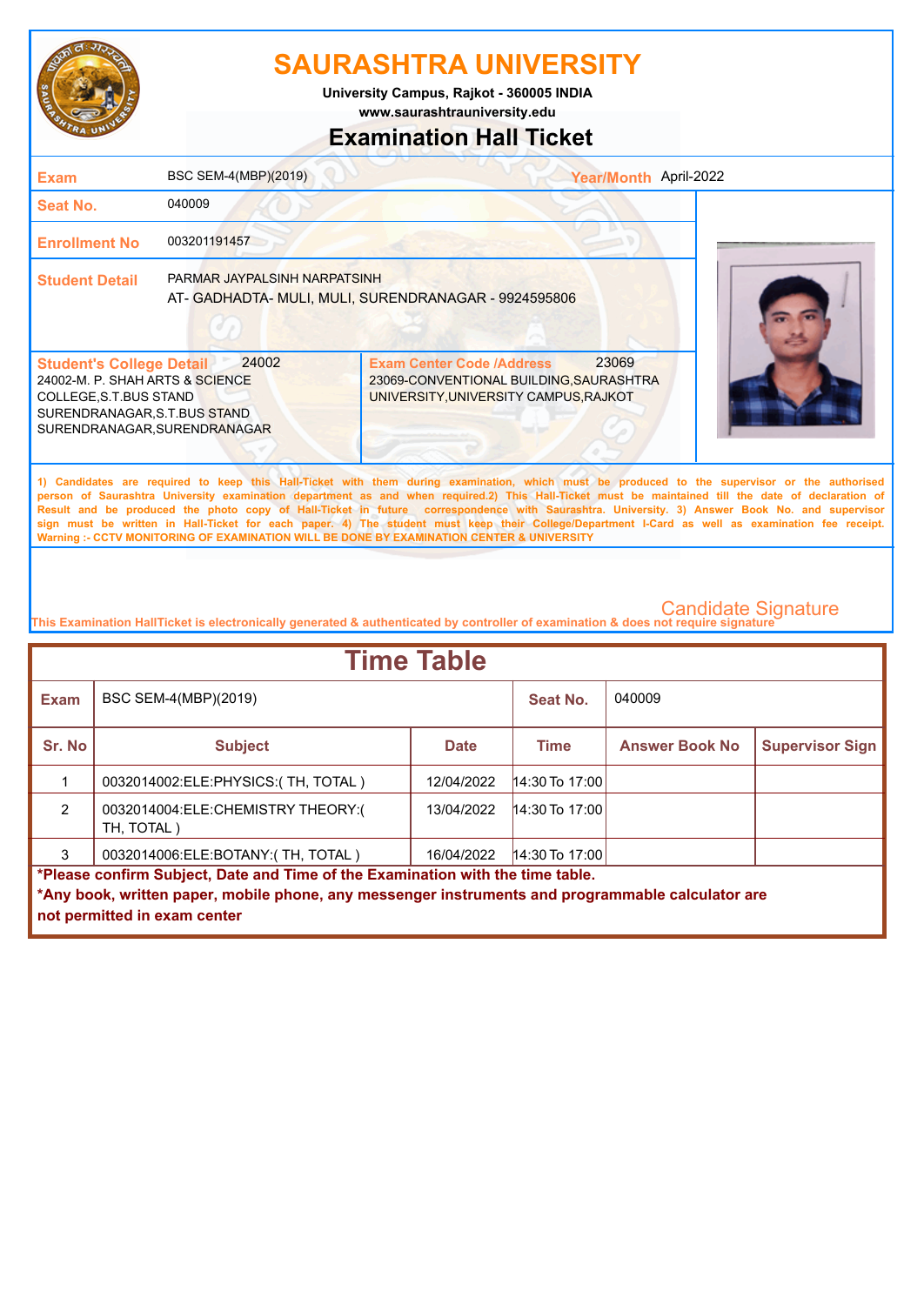# SAURASHTRA UNIVERSITY

**University Campus, Rajkot - 360005 INDIA**
**www.saurashtrauniversity.edu**

## Examination Hall Ticket

| | | | |
|---|---|---|---|
| **Exam** | BSC SEM-4(MBP)(2019) | **Year/Month** | April-2022 |
| **Seat No.** | 040009 | | |
| **Enrollment No** | 003201191457 | | |
| **Student Detail** | PARMAR JAYPALSINH NARPATSINH<br>AT- GADHADTA- MULI, MULI, SURENDRANAGAR - 9924595806 | | |

| **Student's College Detail** 24002 | **Exam Center Code /Address** 23069 |
|---|---|
| 24002-M. P. SHAH ARTS & SCIENCE COLLEGE,S.T.BUS STAND SURENDRANAGAR,S.T.BUS STAND SURENDRANAGAR,SURENDRANAGAR | 23069-CONVENTIONAL BUILDING,SAURASHTRA UNIVERSITY,UNIVERSITY CAMPUS,RAJKOT |

1) Candidates are required to keep this Hall-Ticket with them during examination, which must be produced to the supervisor or the authorised person of Saurashtra University examination department as and when required.2) This Hall-Ticket must be maintained till the date of declaration of Result and be produced the photo copy of Hall-Ticket in future correspondence with Saurashtra. University. 3) Answer Book No. and supervisor sign must be written in Hall-Ticket for each paper. 4) The student must keep their College/Department I-Card as well as examination fee receipt.
Warning :- CCTV MONITORING OF EXAMINATION WILL BE DONE BY EXAMINATION CENTER & UNIVERSITY

Candidate Signature

This Examination HallTicket is electronically generated & authenticated by controller of examination & does not require signature

## Time Table

| **Exam** | BSC SEM-4(MBP)(2019) | | **Seat No.** | 040009 | |
|---|---|---|---|---|---|
| **Sr. No** | **Subject** | **Date** | **Time** | **Answer Book No** | **Supervisor Sign** |
| 1 | 0032014002:ELE:PHYSICS:( TH, TOTAL ) | 12/04/2022 | 14:30 To 17:00 | | |
| 2 | 0032014004:ELE:CHEMISTRY THEORY:( TH, TOTAL ) | 13/04/2022 | 14:30 To 17:00 | | |
| 3 | 0032014006:ELE:BOTANY:( TH, TOTAL ) | 16/04/2022 | 14:30 To 17:00 | | |

**\*Please confirm Subject, Date and Time of the Examination with the time table.**
**\*Any book, written paper, mobile phone, any messenger instruments and programmable calculator are not permitted in exam center**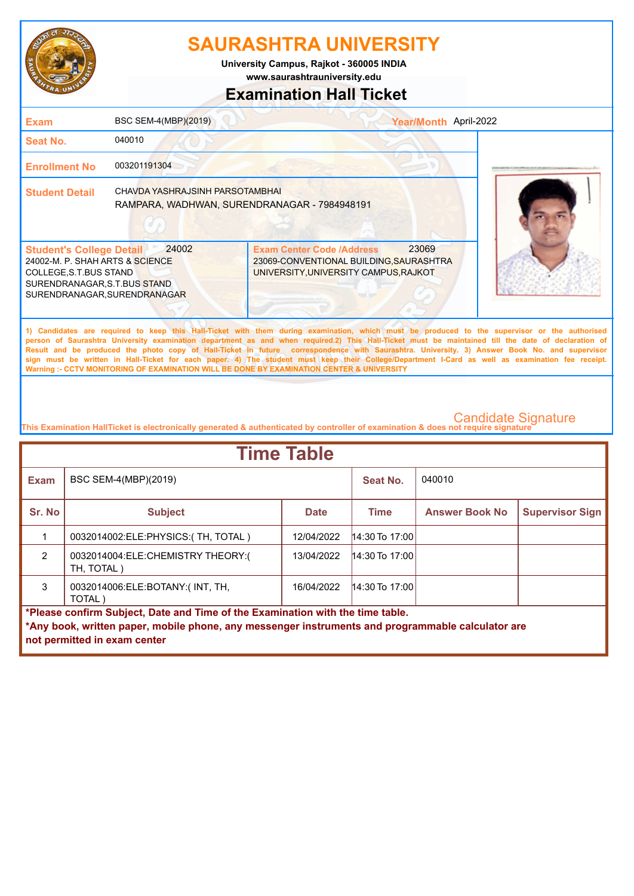# SAURASHTRA UNIVERSITY

University Campus, Rajkot - 360005 INDIA
www.saurashtrauniversity.edu

## Examination Hall Ticket

| | | | |
|---|---|---|---|
| **Exam** | BSC SEM-4(MBP)(2019) | **Year/Month** | April-2022 |
| **Seat No.** | 040010 | | |
| **Enrollment No** | 003201191304 | | |
| **Student Detail** | CHAVDA YASHRAJSINH PARSOTAMBHAI<br>RAMPARA, WADHWAN, SURENDRANAGAR - 7984948191 | | |

| **Student's College Detail** 24002 | **Exam Center Code /Address** 23069 |
|---|---|
| 24002-M. P. SHAH ARTS & SCIENCE COLLEGE,S.T.BUS STAND SURENDRANAGAR,S.T.BUS STAND SURENDRANAGAR,SURENDRANAGAR | 23069-CONVENTIONAL BUILDING,SAURASHTRA UNIVERSITY,UNIVERSITY CAMPUS,RAJKOT |

**1) Candidates are required to keep this Hall-Ticket with them during examination, which must be produced to the supervisor or the authorised person of Saurashtra University examination department as and when required.2) This Hall-Ticket must be maintained till the date of declaration of Result and be produced the photo copy of Hall-Ticket in future correspondence with Saurashtra. University. 3) Answer Book No. and supervisor sign must be written in Hall-Ticket for each paper. 4) The student must keep their College/Department I-Card as well as examination fee receipt.**
**Warning :- CCTV MONITORING OF EXAMINATION WILL BE DONE BY EXAMINATION CENTER & UNIVERSITY**

Candidate Signature

This Examination HallTicket is electronically generated & authenticated by controller of examination & does not require signature

## Time Table

| **Exam** | BSC SEM-4(MBP)(2019) | | **Seat No.** | 040010 | |
|---|---|---|---|---|---|
| **Sr. No** | **Subject** | **Date** | **Time** | **Answer Book No** | **Supervisor Sign** |
| 1 | 0032014002:ELE:PHYSICS:( TH, TOTAL ) | 12/04/2022 | 14:30 To 17:00 | | |
| 2 | 0032014004:ELE:CHEMISTRY THEORY:( TH, TOTAL ) | 13/04/2022 | 14:30 To 17:00 | | |
| 3 | 0032014006:ELE:BOTANY:( INT, TH, TOTAL ) | 16/04/2022 | 14:30 To 17:00 | | |

**\*Please confirm Subject, Date and Time of the Examination with the time table.**
**\*Any book, written paper, mobile phone, any messenger instruments and programmable calculator are not permitted in exam center**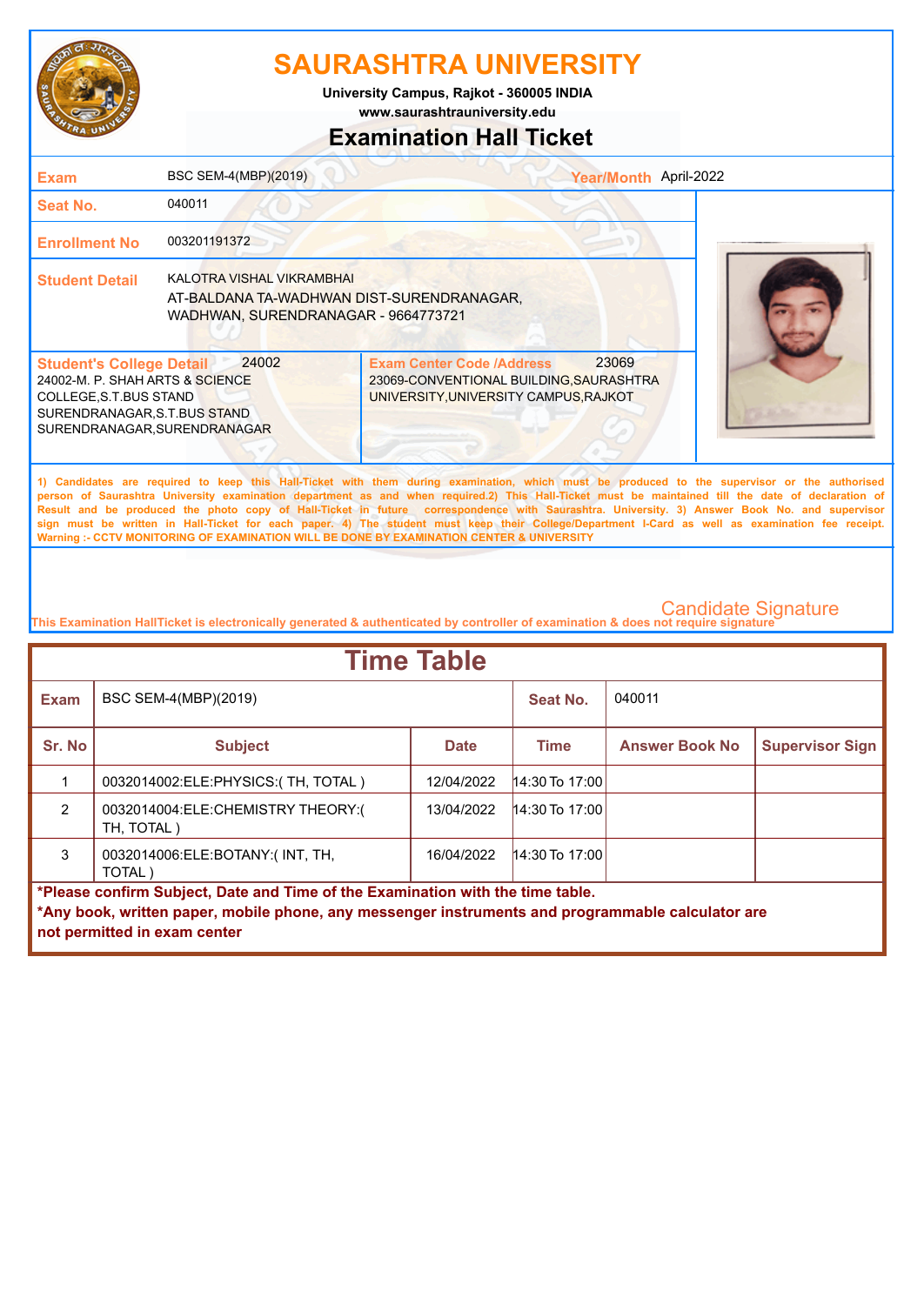# SAURASHTRA UNIVERSITY

**University Campus, Rajkot - 360005 INDIA**
**www.saurashtrauniversity.edu**

## Examination Hall Ticket

| | | | |
|---|---|---|---|
| **Exam** | BSC SEM-4(MBP)(2019) | **Year/Month** | April-2022 |
| **Seat No.** | 040011 | | |
| **Enrollment No** | 003201191372 | | |
| **Student Detail** | KALOTRA VISHAL VIKRAMBHAI<br>AT-BALDANA TA-WADHWAN DIST-SURENDRANAGAR, WADHWAN, SURENDRANAGAR - 9664773721 | | |

| **Student's College Detail** 24002 | **Exam Center Code /Address** 23069 |
|---|---|
| 24002-M. P. SHAH ARTS & SCIENCE COLLEGE,S.T.BUS STAND SURENDRANAGAR,S.T.BUS STAND SURENDRANAGAR,SURENDRANAGAR | 23069-CONVENTIONAL BUILDING,SAURASHTRA UNIVERSITY,UNIVERSITY CAMPUS,RAJKOT |

**1) Candidates are required to keep this Hall-Ticket with them during examination, which must be produced to the supervisor or the authorised person of Saurashtra University examination department as and when required.2) This Hall-Ticket must be maintained till the date of declaration of Result and be produced the photo copy of Hall-Ticket in future correspondence with Saurashtra. University. 3) Answer Book No. and supervisor sign must be written in Hall-Ticket for each paper. 4) The student must keep their College/Department I-Card as well as examination fee receipt.**
**Warning :- CCTV MONITORING OF EXAMINATION WILL BE DONE BY EXAMINATION CENTER & UNIVERSITY**

Candidate Signature

**This Examination HallTicket is electronically generated & authenticated by controller of examination & does not require signature**

## Time Table

| **Exam** | BSC SEM-4(MBP)(2019) | | **Seat No.** | 040011 | |
|---|---|---|---|---|---|
| **Sr. No** | **Subject** | **Date** | **Time** | **Answer Book No** | **Supervisor Sign** |
| 1 | 0032014002:ELE:PHYSICS:( TH, TOTAL ) | 12/04/2022 | 14:30 To 17:00 | | |
| 2 | 0032014004:ELE:CHEMISTRY THEORY:( TH, TOTAL ) | 13/04/2022 | 14:30 To 17:00 | | |
| 3 | 0032014006:ELE:BOTANY:( INT, TH, TOTAL ) | 16/04/2022 | 14:30 To 17:00 | | |

**\*Please confirm Subject, Date and Time of the Examination with the time table.**
**\*Any book, written paper, mobile phone, any messenger instruments and programmable calculator are not permitted in exam center**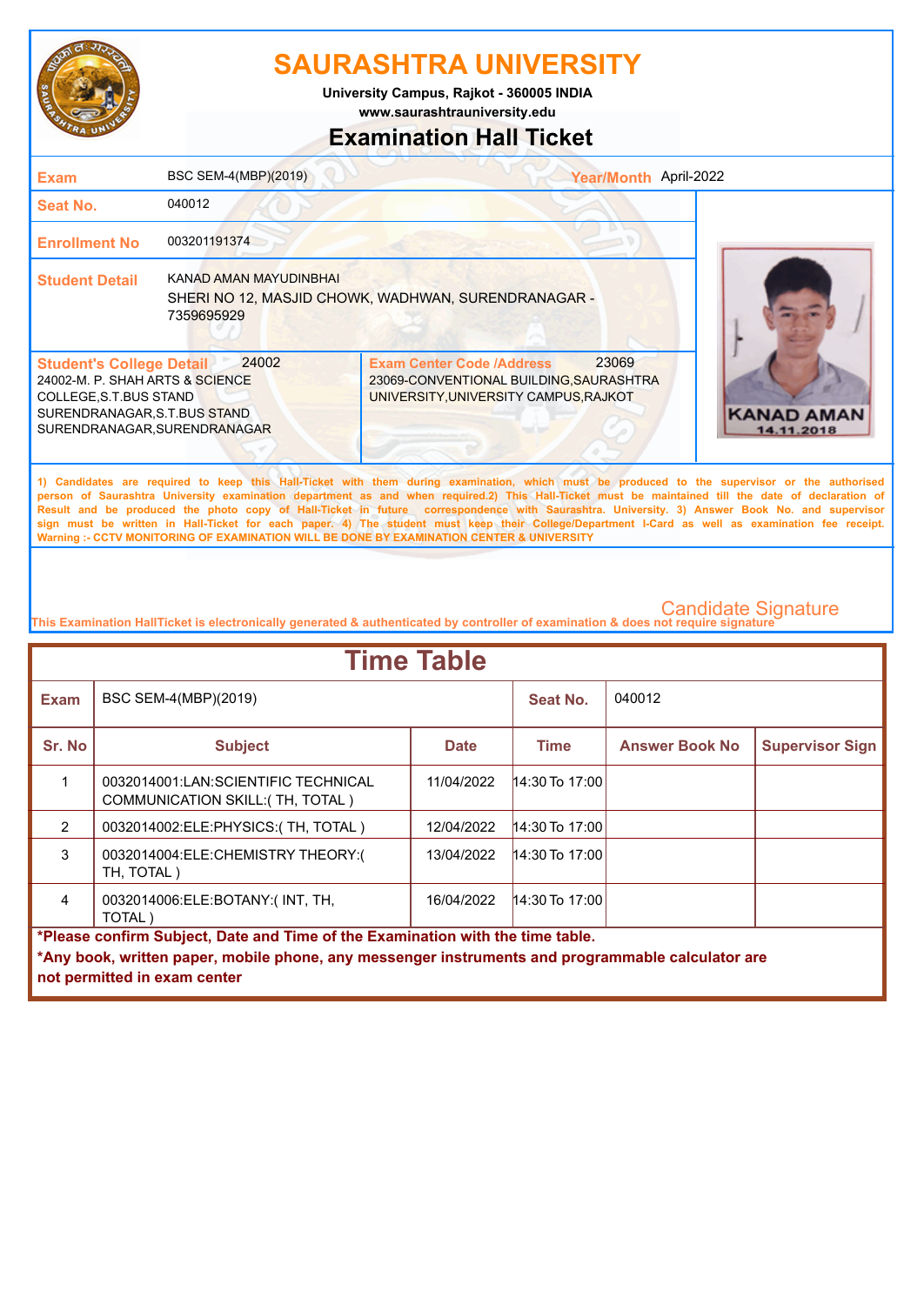# SAURASHTRA UNIVERSITY

University Campus, Rajkot - 360005 INDIA
www.saurashtrauniversity.edu

## Examination Hall Ticket

| | |
|---|---|
| **Exam** | BSC SEM-4(MBP)(2019) |
| **Year/Month** | April-2022 |
| **Seat No.** | 040012 |
| **Enrollment No** | 003201191374 |
| **Student Detail** | KANAD AMAN MAYUDINBHAI<br>SHERI NO 12, MASJID CHOWK, WADHWAN, SURENDRANAGAR - 7359695929 |

**Student's College Detail** 24002
24002-M. P. SHAH ARTS & SCIENCE COLLEGE,S.T.BUS STAND SURENDRANAGAR,S.T.BUS STAND SURENDRANAGAR,SURENDRANAGAR

**Exam Center Code /Address** 23069
23069-CONVENTIONAL BUILDING,SAURASHTRA UNIVERSITY,UNIVERSITY CAMPUS,RAJKOT

KANAD AMAN
14.11.2018

1) Candidates are required to keep this Hall-Ticket with them during examination, which must be produced to the supervisor or the authorised person of Saurashtra University examination department as and when required.2) This Hall-Ticket must be maintained till the date of declaration of Result and be produced the photo copy of Hall-Ticket in future correspondence with Saurashtra. University. 3) Answer Book No. and supervisor sign must be written in Hall-Ticket for each paper. 4) The student must keep their College/Department I-Card as well as examination fee receipt.
Warning :- CCTV MONITORING OF EXAMINATION WILL BE DONE BY EXAMINATION CENTER & UNIVERSITY

Candidate Signature

This Examination HallTicket is electronically generated & authenticated by controller of examination & does not require signature

## Time Table

**Exam:** BSC SEM-4(MBP)(2019) **Seat No.:** 040012

| Sr. No | Subject | Date | Time | Answer Book No | Supervisor Sign |
|---|---|---|---|---|---|
| 1 | 0032014001:LAN:SCIENTIFIC TECHNICAL COMMUNICATION SKILL:( TH, TOTAL ) | 11/04/2022 | 14:30 To 17:00 | | |
| 2 | 0032014002:ELE:PHYSICS:( TH, TOTAL ) | 12/04/2022 | 14:30 To 17:00 | | |
| 3 | 0032014004:ELE:CHEMISTRY THEORY:( TH, TOTAL ) | 13/04/2022 | 14:30 To 17:00 | | |
| 4 | 0032014006:ELE:BOTANY:( INT, TH, TOTAL ) | 16/04/2022 | 14:30 To 17:00 | | |

**\*Please confirm Subject, Date and Time of the Examination with the time table.**

**\*Any book, written paper, mobile phone, any messenger instruments and programmable calculator are not permitted in exam center**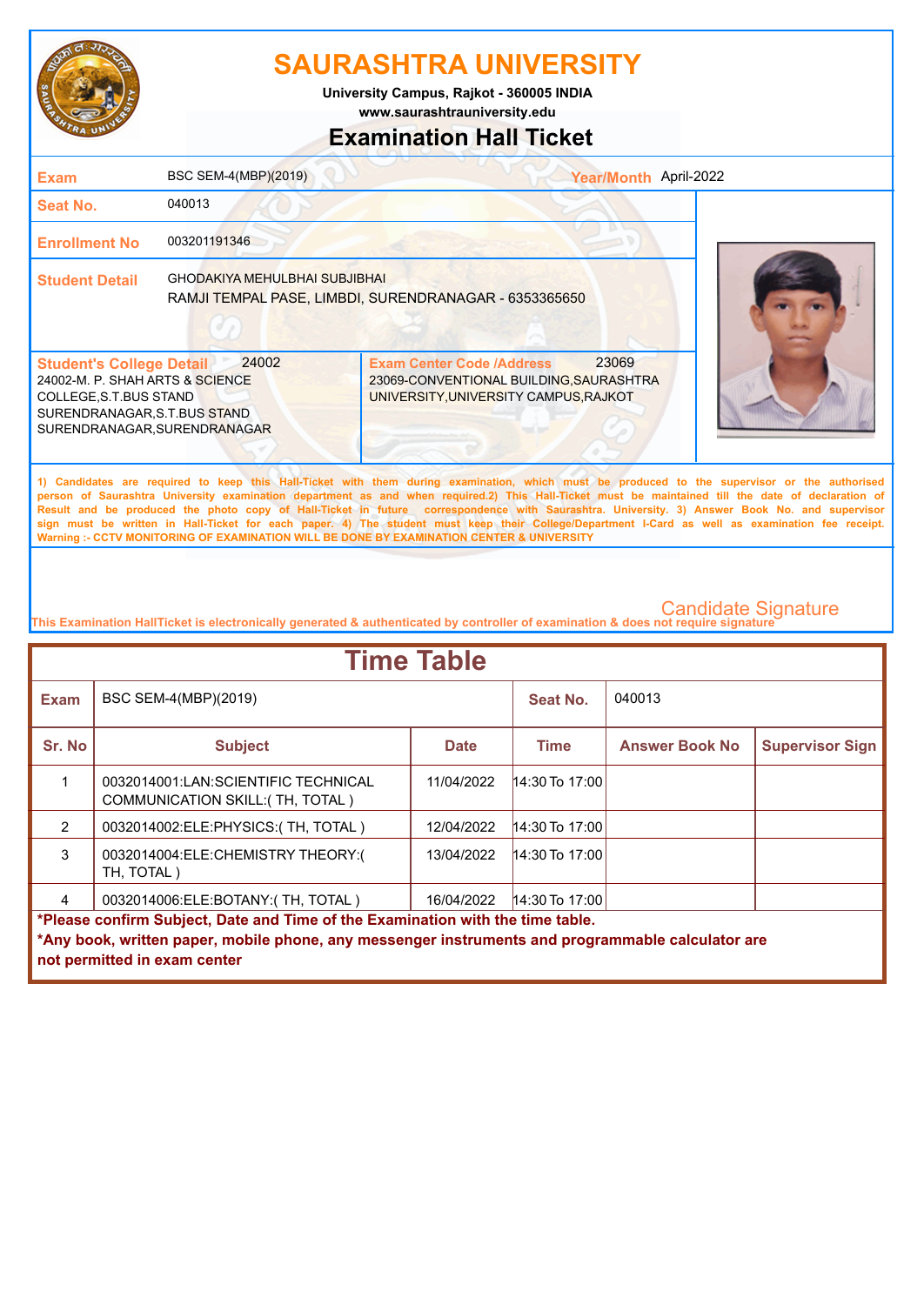# SAURASHTRA UNIVERSITY

**University Campus, Rajkot - 360005 INDIA**
**www.saurashtrauniversity.edu**

## Examination Hall Ticket

| | | | |
|---|---|---|---|
| **Exam** | BSC SEM-4(MBP)(2019) | **Year/Month** | April-2022 |
| **Seat No.** | 040013 | | |
| **Enrollment No** | 003201191346 | | |
| **Student Detail** | GHODAKIYA MEHULBHAI SUBJIBHAI<br>RAMJI TEMPAL PASE, LIMBDI, SURENDRANAGAR - 6353365650 | | |

| **Student's College Detail** 24002 | **Exam Center Code /Address** 23069 |
|---|---|
| 24002-M. P. SHAH ARTS & SCIENCE COLLEGE,S.T.BUS STAND SURENDRANAGAR,S.T.BUS STAND SURENDRANAGAR,SURENDRANAGAR | 23069-CONVENTIONAL BUILDING,SAURASHTRA UNIVERSITY,UNIVERSITY CAMPUS,RAJKOT |

**1) Candidates are required to keep this Hall-Ticket with them during examination, which must be produced to the supervisor or the authorised person of Saurashtra University examination department as and when required.2) This Hall-Ticket must be maintained till the date of declaration of Result and be produced the photo copy of Hall-Ticket in future correspondence with Saurashtra. University. 3) Answer Book No. and supervisor sign must be written in Hall-Ticket for each paper. 4) The student must keep their College/Department I-Card as well as examination fee receipt.**
**Warning :- CCTV MONITORING OF EXAMINATION WILL BE DONE BY EXAMINATION CENTER & UNIVERSITY**

Candidate Signature

**This Examination HallTicket is electronically generated & authenticated by controller of examination & does not require signature**

## Time Table

| **Exam** | BSC SEM-4(MBP)(2019) | | **Seat No.** | 040013 | |
|---|---|---|---|---|---|
| **Sr. No** | **Subject** | **Date** | **Time** | **Answer Book No** | **Supervisor Sign** |
| 1 | 0032014001:LAN:SCIENTIFIC TECHNICAL COMMUNICATION SKILL:( TH, TOTAL ) | 11/04/2022 | 14:30 To 17:00 | | |
| 2 | 0032014002:ELE:PHYSICS:( TH, TOTAL ) | 12/04/2022 | 14:30 To 17:00 | | |
| 3 | 0032014004:ELE:CHEMISTRY THEORY:( TH, TOTAL ) | 13/04/2022 | 14:30 To 17:00 | | |
| 4 | 0032014006:ELE:BOTANY:( TH, TOTAL ) | 16/04/2022 | 14:30 To 17:00 | | |

**\*Please confirm Subject, Date and Time of the Examination with the time table.**

**\*Any book, written paper, mobile phone, any messenger instruments and programmable calculator are not permitted in exam center**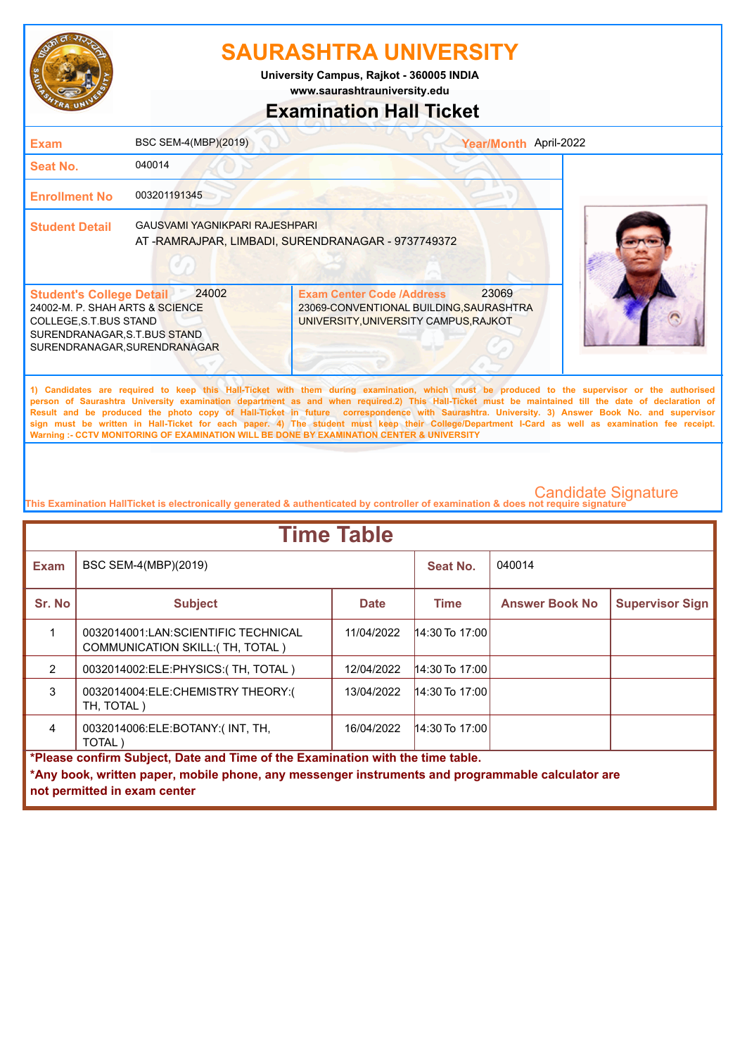# SAURASHTRA UNIVERSITY

**University Campus, Rajkot - 360005 INDIA**
**www.saurashtrauniversity.edu**

## Examination Hall Ticket

| | | | |
|---|---|---|---|
| **Exam** | BSC SEM-4(MBP)(2019) | **Year/Month** | April-2022 |
| **Seat No.** | 040014 | | |
| **Enrollment No** | 003201191345 | | |
| **Student Detail** | GAUSVAMI YAGNIKPARI RAJESHPARI<br>AT -RAMRAJPAR, LIMBADI, SURENDRANAGAR - 9737749372 | | |

| **Student's College Detail** 24002 | **Exam Center Code /Address** 23069 |
|---|---|
| 24002-M. P. SHAH ARTS & SCIENCE COLLEGE,S.T.BUS STAND SURENDRANAGAR,S.T.BUS STAND SURENDRANAGAR,SURENDRANAGAR | 23069-CONVENTIONAL BUILDING,SAURASHTRA UNIVERSITY,UNIVERSITY CAMPUS,RAJKOT |

**1) Candidates are required to keep this Hall-Ticket with them during examination, which must be produced to the supervisor or the authorised person of Saurashtra University examination department as and when required.2) This Hall-Ticket must be maintained till the date of declaration of Result and be produced the photo copy of Hall-Ticket in future correspondence with Saurashtra. University. 3) Answer Book No. and supervisor sign must be written in Hall-Ticket for each paper. 4) The student must keep their College/Department I-Card as well as examination fee receipt.**
**Warning :- CCTV MONITORING OF EXAMINATION WILL BE DONE BY EXAMINATION CENTER & UNIVERSITY**

Candidate Signature

**This Examination HallTicket is electronically generated & authenticated by controller of examination & does not require signature**

## Time Table

| **Exam** | BSC SEM-4(MBP)(2019) | | **Seat No.** | 040014 | |
|---|---|---|---|---|---|
| **Sr. No** | **Subject** | **Date** | **Time** | **Answer Book No** | **Supervisor Sign** |
| 1 | 0032014001:LAN:SCIENTIFIC TECHNICAL COMMUNICATION SKILL:( TH, TOTAL ) | 11/04/2022 | 14:30 To 17:00 | | |
| 2 | 0032014002:ELE:PHYSICS:( TH, TOTAL ) | 12/04/2022 | 14:30 To 17:00 | | |
| 3 | 0032014004:ELE:CHEMISTRY THEORY:( TH, TOTAL ) | 13/04/2022 | 14:30 To 17:00 | | |
| 4 | 0032014006:ELE:BOTANY:( INT, TH, TOTAL ) | 16/04/2022 | 14:30 To 17:00 | | |

**\*Please confirm Subject, Date and Time of the Examination with the time table.**
**\*Any book, written paper, mobile phone, any messenger instruments and programmable calculator are not permitted in exam center**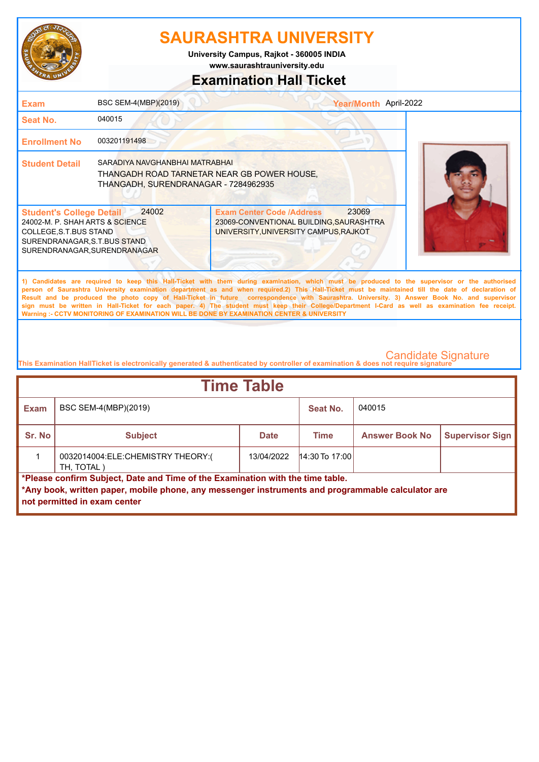# SAURASHTRA UNIVERSITY

**University Campus, Rajkot - 360005 INDIA**
**www.saurashtrauniversity.edu**

## Examination Hall Ticket

| | | | |
|---|---|---|---|
| **Exam** | BSC SEM-4(MBP)(2019) | **Year/Month** | April-2022 |
| **Seat No.** | 040015 | | |
| **Enrollment No** | 003201191498 | | |
| **Student Detail** | SARADIYA NAVGHANBHAI MATRABHAI<br>THANGADH ROAD TARNETAR NEAR GB POWER HOUSE, THANGADH, SURENDRANAGAR - 7284962935 | | |

| **Student's College Detail** 24002 | **Exam Center Code /Address** 23069 |
|---|---|
| 24002-M. P. SHAH ARTS & SCIENCE COLLEGE,S.T.BUS STAND SURENDRANAGAR,S.T.BUS STAND SURENDRANAGAR,SURENDRANAGAR | 23069-CONVENTIONAL BUILDING,SAURASHTRA UNIVERSITY,UNIVERSITY CAMPUS,RAJKOT |

1) Candidates are required to keep this Hall-Ticket with them during examination, which must be produced to the supervisor or the authorised person of Saurashtra University examination department as and when required.2) This Hall-Ticket must be maintained till the date of declaration of Result and be produced the photo copy of Hall-Ticket in future correspondence with Saurashtra. University. 3) Answer Book No. and supervisor sign must be written in Hall-Ticket for each paper. 4) The student must keep their College/Department I-Card as well as examination fee receipt.
Warning :- CCTV MONITORING OF EXAMINATION WILL BE DONE BY EXAMINATION CENTER & UNIVERSITY

Candidate Signature

This Examination HallTicket is electronically generated & authenticated by controller of examination & does not require signature

## Time Table

| **Exam** | BSC SEM-4(MBP)(2019) | | **Seat No.** | 040015 | |
|---|---|---|---|---|---|
| **Sr. No** | **Subject** | **Date** | **Time** | **Answer Book No** | **Supervisor Sign** |
| 1 | 0032014004:ELE:CHEMISTRY THEORY:( TH, TOTAL ) | 13/04/2022 | 14:30 To 17:00 | | |

**\*Please confirm Subject, Date and Time of the Examination with the time table.**
**\*Any book, written paper, mobile phone, any messenger instruments and programmable calculator are not permitted in exam center**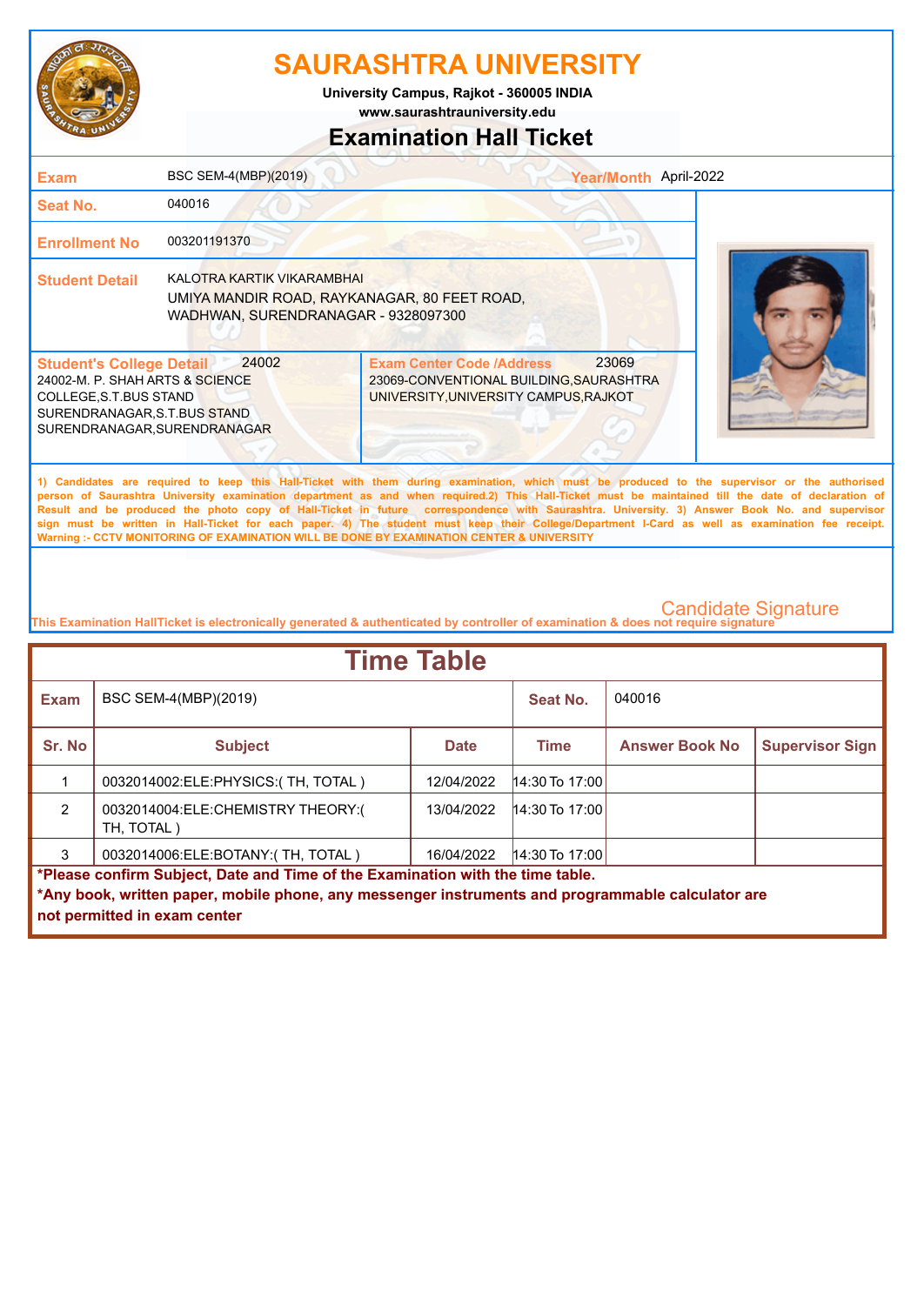# SAURASHTRA UNIVERSITY

**University Campus, Rajkot - 360005 INDIA**
**www.saurashtrauniversity.edu**

## Examination Hall Ticket

| | | | |
|---|---|---|---|
| **Exam** | BSC SEM-4(MBP)(2019) | **Year/Month** | April-2022 |
| **Seat No.** | 040016 | | |
| **Enrollment No** | 003201191370 | | |
| **Student Detail** | KALOTRA KARTIK VIKARAMBHAI<br>UMIYA MANDIR ROAD, RAYKANAGAR, 80 FEET ROAD, WADHWAN, SURENDRANAGAR - 9328097300 | | |

| **Student's College Detail** 24002 | **Exam Center Code /Address** 23069 |
|---|---|
| 24002-M. P. SHAH ARTS & SCIENCE COLLEGE,S.T.BUS STAND SURENDRANAGAR,S.T.BUS STAND SURENDRANAGAR,SURENDRANAGAR | 23069-CONVENTIONAL BUILDING,SAURASHTRA UNIVERSITY,UNIVERSITY CAMPUS,RAJKOT |

1) Candidates are required to keep this Hall-Ticket with them during examination, which must be produced to the supervisor or the authorised person of Saurashtra University examination department as and when required.2) This Hall-Ticket must be maintained till the date of declaration of Result and be produced the photo copy of Hall-Ticket in future correspondence with Saurashtra. University. 3) Answer Book No. and supervisor sign must be written in Hall-Ticket for each paper. 4) The student must keep their College/Department I-Card as well as examination fee receipt.
Warning :- CCTV MONITORING OF EXAMINATION WILL BE DONE BY EXAMINATION CENTER & UNIVERSITY

Candidate Signature

This Examination HallTicket is electronically generated & authenticated by controller of examination & does not require signature

## Time Table

| **Exam** | BSC SEM-4(MBP)(2019) | | **Seat No.** | 040016 | |
|---|---|---|---|---|---|
| **Sr. No** | **Subject** | **Date** | **Time** | **Answer Book No** | **Supervisor Sign** |
| 1 | 0032014002:ELE:PHYSICS:( TH, TOTAL ) | 12/04/2022 | 14:30 To 17:00 | | |
| 2 | 0032014004:ELE:CHEMISTRY THEORY:( TH, TOTAL ) | 13/04/2022 | 14:30 To 17:00 | | |
| 3 | 0032014006:ELE:BOTANY:( TH, TOTAL ) | 16/04/2022 | 14:30 To 17:00 | | |

**\*Please confirm Subject, Date and Time of the Examination with the time table.**
**\*Any book, written paper, mobile phone, any messenger instruments and programmable calculator are not permitted in exam center**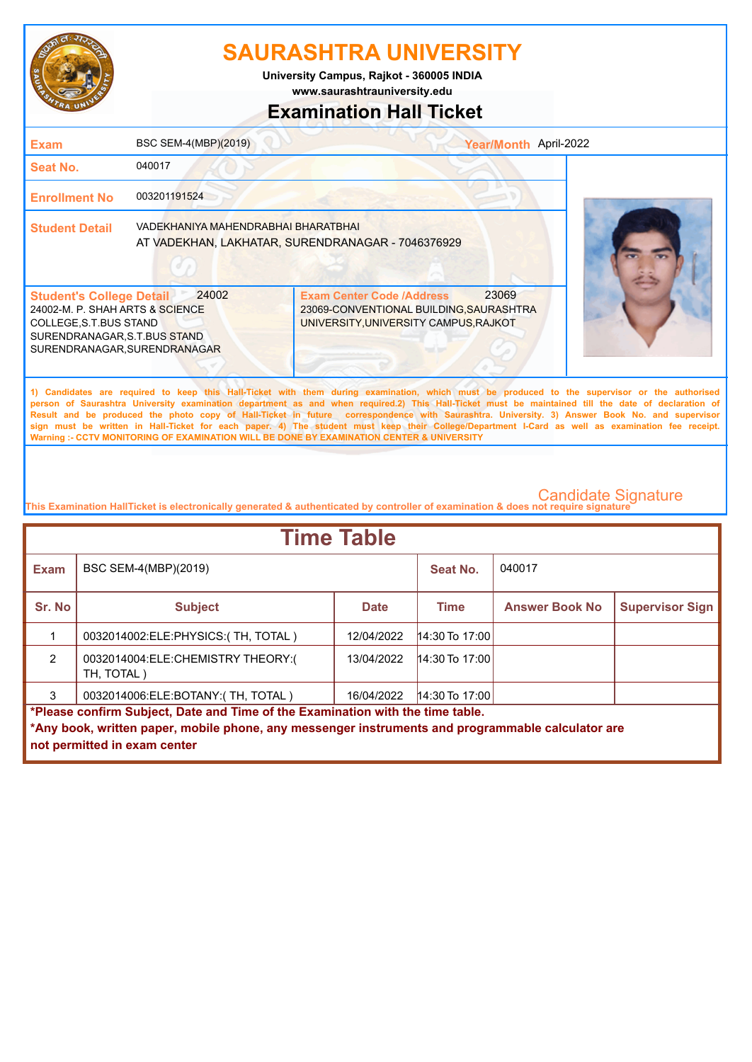# SAURASHTRA UNIVERSITY

University Campus, Rajkot - 360005 INDIA

www.saurashtrauniversity.edu

## Examination Hall Ticket

| | | | |
|---|---|---|---|
| **Exam** | BSC SEM-4(MBP)(2019) | **Year/Month** | April-2022 |
| **Seat No.** | 040017 | | |
| **Enrollment No** | 003201191524 | | |
| **Student Detail** | VADEKHANIYA MAHENDRABHAI BHARATBHAI<br>AT VADEKHAN, LAKHATAR, SURENDRANAGAR - 7046376929 | | |

| **Student's College Detail** 24002 | **Exam Center Code /Address** 23069 |
|---|---|
| 24002-M. P. SHAH ARTS & SCIENCE COLLEGE,S.T.BUS STAND SURENDRANAGAR,S.T.BUS STAND SURENDRANAGAR,SURENDRANAGAR | 23069-CONVENTIONAL BUILDING,SAURASHTRA UNIVERSITY,UNIVERSITY CAMPUS,RAJKOT |

1) Candidates are required to keep this Hall-Ticket with them during examination, which must be produced to the supervisor or the authorised person of Saurashtra University examination department as and when required.2) This Hall-Ticket must be maintained till the date of declaration of Result and be produced the photo copy of Hall-Ticket in future correspondence with Saurashtra. University. 3) Answer Book No. and supervisor sign must be written in Hall-Ticket for each paper. 4) The student must keep their College/Department I-Card as well as examination fee receipt.
Warning :- CCTV MONITORING OF EXAMINATION WILL BE DONE BY EXAMINATION CENTER & UNIVERSITY

Candidate Signature

This Examination HallTicket is electronically generated & authenticated by controller of examination & does not require signature

## Time Table

| **Exam** | BSC SEM-4(MBP)(2019) | | **Seat No.** | 040017 | |
|---|---|---|---|---|---|
| **Sr. No** | **Subject** | **Date** | **Time** | **Answer Book No** | **Supervisor Sign** |
| 1 | 0032014002:ELE:PHYSICS:( TH, TOTAL ) | 12/04/2022 | 14:30 To 17:00 | | |
| 2 | 0032014004:ELE:CHEMISTRY THEORY:( TH, TOTAL ) | 13/04/2022 | 14:30 To 17:00 | | |
| 3 | 0032014006:ELE:BOTANY:( TH, TOTAL ) | 16/04/2022 | 14:30 To 17:00 | | |

**\*Please confirm Subject, Date and Time of the Examination with the time table.**

**\*Any book, written paper, mobile phone, any messenger instruments and programmable calculator are not permitted in exam center**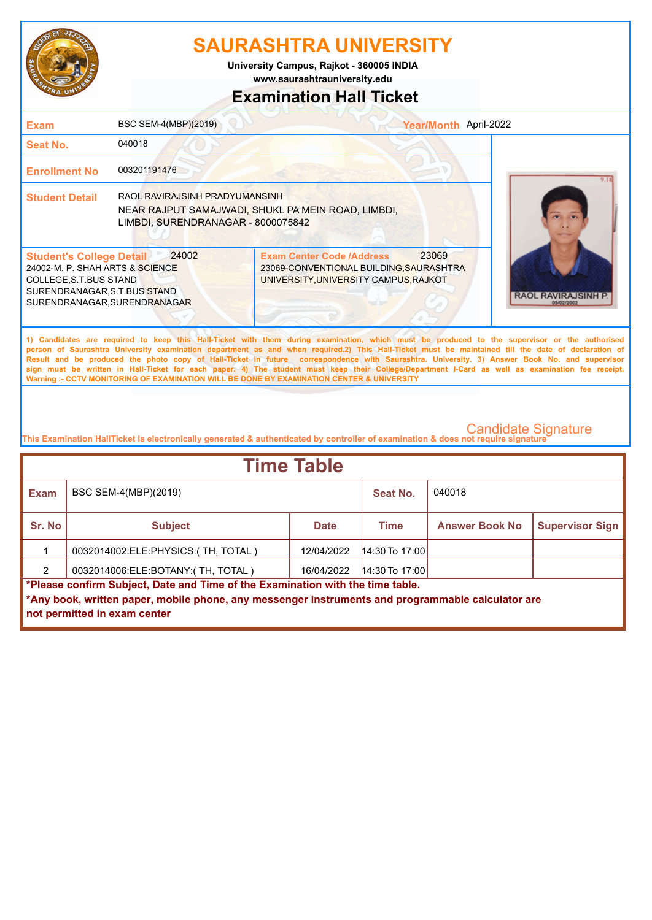# SAURASHTRA UNIVERSITY

**University Campus, Rajkot - 360005 INDIA**
**www.saurashtrauniversity.edu**

## Examination Hall Ticket

| | | | |
|---|---|---|---|
| **Exam** | BSC SEM-4(MBP)(2019) | **Year/Month** | April-2022 |
| **Seat No.** | 040018 | | |
| **Enrollment No** | 003201191476 | | |
| **Student Detail** | RAOL RAVIRAJSINH PRADYUMANSINH<br>NEAR RAJPUT SAMAJWADI, SHUKL PA MEIN ROAD, LIMBDI, LIMBDI, SURENDRANAGAR - 8000075842 | | |

| **Student's College Detail** 24002 | **Exam Center Code /Address** 23069 |
|---|---|
| 24002-M. P. SHAH ARTS & SCIENCE COLLEGE,S.T.BUS STAND SURENDRANAGAR,S.T.BUS STAND SURENDRANAGAR,SURENDRANAGAR | 23069-CONVENTIONAL BUILDING,SAURASHTRA UNIVERSITY,UNIVERSITY CAMPUS,RAJKOT |

RAOL RAVIRAJSINH P.

1) Candidates are required to keep this Hall-Ticket with them during examination, which must be produced to the supervisor or the authorised person of Saurashtra University examination department as and when required.2) This Hall-Ticket must be maintained till the date of declaration of Result and be produced the photo copy of Hall-Ticket in future correspondence with Saurashtra. University. 3) Answer Book No. and supervisor sign must be written in Hall-Ticket for each paper. 4) The student must keep their College/Department I-Card as well as examination fee receipt.
Warning :- CCTV MONITORING OF EXAMINATION WILL BE DONE BY EXAMINATION CENTER & UNIVERSITY

Candidate Signature

This Examination HallTicket is electronically generated & authenticated by controller of examination & does not require signature

## Time Table

| **Exam** | BSC SEM-4(MBP)(2019) | **Seat No.** | 040018 |
|---|---|---|---|

| Sr. No | Subject | Date | Time | Answer Book No | Supervisor Sign |
|---|---|---|---|---|---|
| 1 | 0032014002:ELE:PHYSICS:( TH, TOTAL ) | 12/04/2022 | 14:30 To 17:00 | | |
| 2 | 0032014006:ELE:BOTANY:( TH, TOTAL ) | 16/04/2022 | 14:30 To 17:00 | | |

**\*Please confirm Subject, Date and Time of the Examination with the time table.**

**\*Any book, written paper, mobile phone, any messenger instruments and programmable calculator are not permitted in exam center**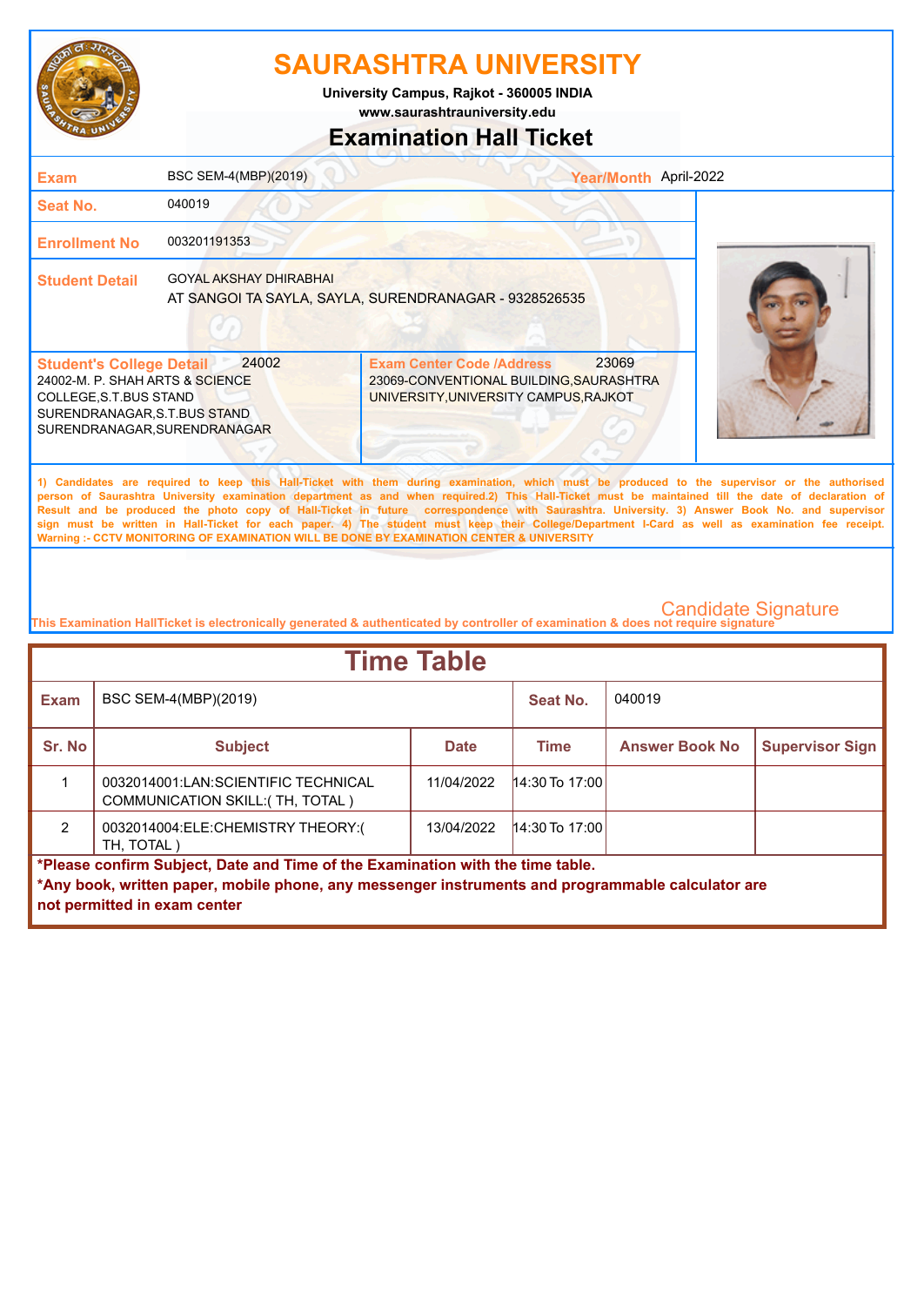# SAURASHTRA UNIVERSITY

**University Campus, Rajkot - 360005 INDIA**
**www.saurashtrauniversity.edu**

## Examination Hall Ticket

| | | | |
|---|---|---|---|
| **Exam** | BSC SEM-4(MBP)(2019) | **Year/Month** | April-2022 |
| **Seat No.** | 040019 | | |
| **Enrollment No** | 003201191353 | | |
| **Student Detail** | GOYAL AKSHAY DHIRABHAI<br>AT SANGOI TA SAYLA, SAYLA, SURENDRANAGAR - 9328526535 | | |

| **Student's College Detail** 24002 | **Exam Center Code /Address** 23069 |
|---|---|
| 24002-M. P. SHAH ARTS & SCIENCE COLLEGE,S.T.BUS STAND SURENDRANAGAR,S.T.BUS STAND SURENDRANAGAR,SURENDRANAGAR | 23069-CONVENTIONAL BUILDING,SAURASHTRA UNIVERSITY,UNIVERSITY CAMPUS,RAJKOT |

1) Candidates are required to keep this Hall-Ticket with them during examination, which must be produced to the supervisor or the authorised person of Saurashtra University examination department as and when required.2) This Hall-Ticket must be maintained till the date of declaration of Result and be produced the photo copy of Hall-Ticket in future correspondence with Saurashtra. University. 3) Answer Book No. and supervisor sign must be written in Hall-Ticket for each paper. 4) The student must keep their College/Department I-Card as well as examination fee receipt.
Warning :- CCTV MONITORING OF EXAMINATION WILL BE DONE BY EXAMINATION CENTER & UNIVERSITY

Candidate Signature

This Examination HallTicket is electronically generated & authenticated by controller of examination & does not require signature

## Time Table

| **Exam** | BSC SEM-4(MBP)(2019) | | **Seat No.** | 040019 | |
|---|---|---|---|---|---|
| **Sr. No** | **Subject** | **Date** | **Time** | **Answer Book No** | **Supervisor Sign** |
| 1 | 0032014001:LAN:SCIENTIFIC TECHNICAL COMMUNICATION SKILL:( TH, TOTAL ) | 11/04/2022 | 14:30 To 17:00 | | |
| 2 | 0032014004:ELE:CHEMISTRY THEORY:( TH, TOTAL ) | 13/04/2022 | 14:30 To 17:00 | | |

**\*Please confirm Subject, Date and Time of the Examination with the time table.**
**\*Any book, written paper, mobile phone, any messenger instruments and programmable calculator are not permitted in exam center**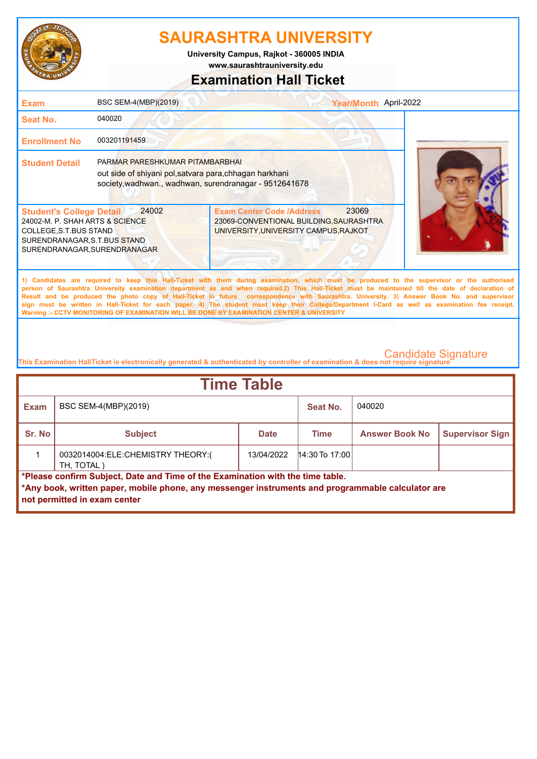# SAURASHTRA UNIVERSITY

**University Campus, Rajkot - 360005 INDIA**
**www.saurashtrauniversity.edu**

## Examination Hall Ticket

| | | | |
|---|---|---|---|
| **Exam** | BSC SEM-4(MBP)(2019) | **Year/Month** | April-2022 |
| **Seat No.** | 040020 | | |
| **Enrollment No** | 003201191459 | | |
| **Student Detail** | PARMAR PARESHKUMAR PITAMBARBHAI<br>out side of shiyani pol,satvara para,chhagan harkhani society,wadhwan., wadhwan, surendranagar - 9512641678 | | |
| **Student's College Detail** 24002 | 24002-M. P. SHAH ARTS & SCIENCE COLLEGE,S.T.BUS STAND SURENDRANAGAR,S.T.BUS STAND SURENDRANAGAR,SURENDRANAGAR | **Exam Center Code /Address** 23069 | 23069-CONVENTIONAL BUILDING,SAURASHTRA UNIVERSITY,UNIVERSITY CAMPUS,RAJKOT |

1) Candidates are required to keep this Hall-Ticket with them during examination, which must be produced to the supervisor or the authorised person of Saurashtra University examination department as and when required.2) This Hall-Ticket must be maintained till the date of declaration of Result and be produced the photo copy of Hall-Ticket in future correspondence with Saurashtra. University. 3) Answer Book No. and supervisor sign must be written in Hall-Ticket for each paper. 4) The student must keep their College/Department I-Card as well as examination fee receipt.
Warning :- CCTV MONITORING OF EXAMINATION WILL BE DONE BY EXAMINATION CENTER & UNIVERSITY

Candidate Signature

This Examination HallTicket is electronically generated & authenticated by controller of examination & does not require signature

## Time Table

| **Exam** | BSC SEM-4(MBP)(2019) | | **Seat No.** | 040020 | |
|---|---|---|---|---|---|
| **Sr. No** | **Subject** | **Date** | **Time** | **Answer Book No** | **Supervisor Sign** |
| 1 | 0032014004:ELE:CHEMISTRY THEORY:( TH, TOTAL ) | 13/04/2022 | 14:30 To 17:00 | | |

**\*Please confirm Subject, Date and Time of the Examination with the time table.**
**\*Any book, written paper, mobile phone, any messenger instruments and programmable calculator are not permitted in exam center**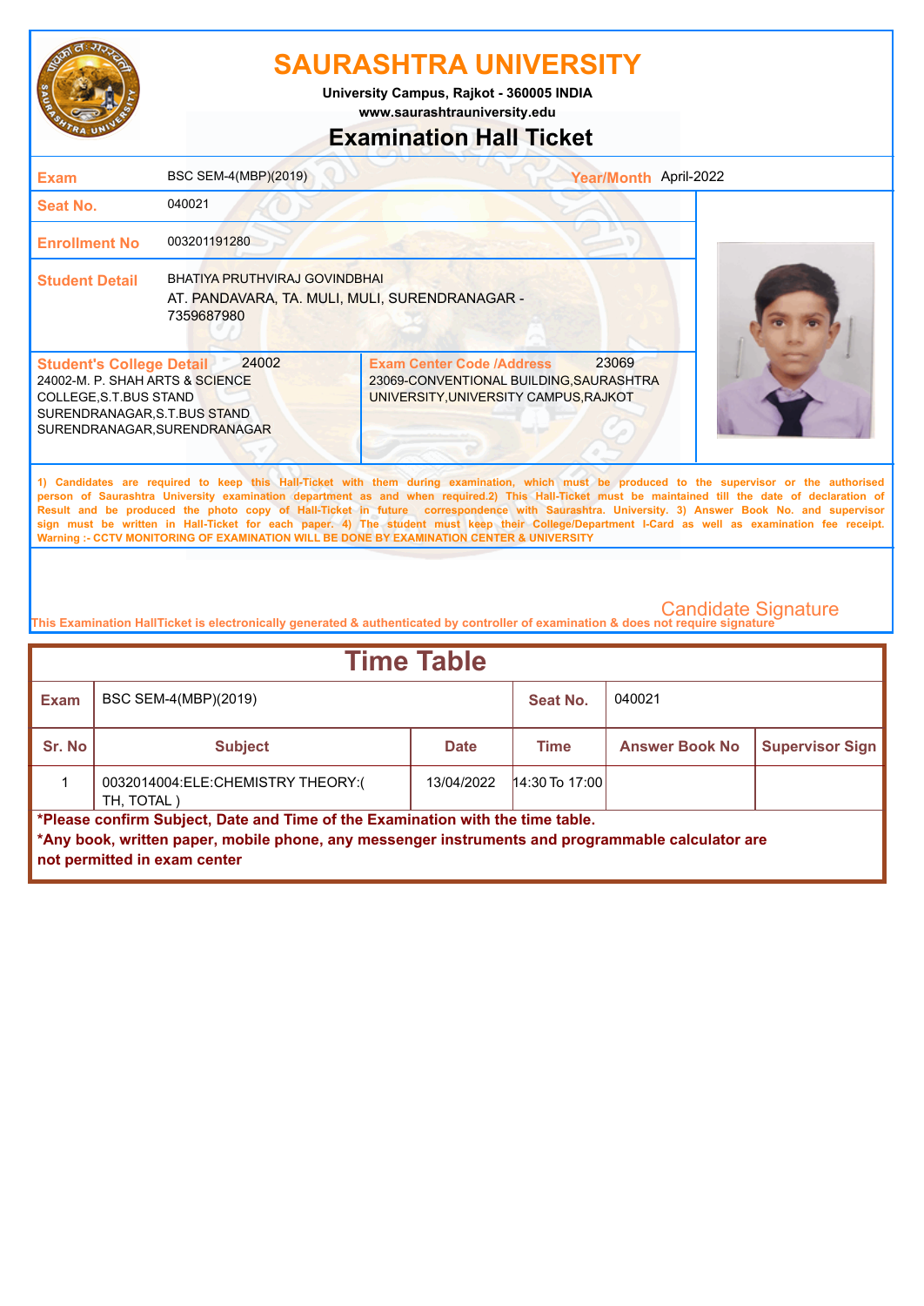# SAURASHTRA UNIVERSITY

**University Campus, Rajkot - 360005 INDIA**
**www.saurashtrauniversity.edu**

## Examination Hall Ticket

| | | | |
|---|---|---|---|
| **Exam** | BSC SEM-4(MBP)(2019) | **Year/Month** | April-2022 |
| **Seat No.** | 040021 | | |
| **Enrollment No** | 003201191280 | | |
| **Student Detail** | BHATIYA PRUTHVIRAJ GOVINDBHAI<br>AT. PANDAVARA, TA. MULI, MULI, SURENDRANAGAR - 7359687980 | | |

| **Student's College Detail** 24002 | **Exam Center Code /Address** 23069 |
|---|---|
| 24002-M. P. SHAH ARTS & SCIENCE COLLEGE,S.T.BUS STAND SURENDRANAGAR,S.T.BUS STAND SURENDRANAGAR,SURENDRANAGAR | 23069-CONVENTIONAL BUILDING,SAURASHTRA UNIVERSITY,UNIVERSITY CAMPUS,RAJKOT |

1) Candidates are required to keep this Hall-Ticket with them during examination, which must be produced to the supervisor or the authorised person of Saurashtra University examination department as and when required.2) This Hall-Ticket must be maintained till the date of declaration of Result and be produced the photo copy of Hall-Ticket in future correspondence with Saurashtra. University. 3) Answer Book No. and supervisor sign must be written in Hall-Ticket for each paper. 4) The student must keep their College/Department I-Card as well as examination fee receipt.
Warning :- CCTV MONITORING OF EXAMINATION WILL BE DONE BY EXAMINATION CENTER & UNIVERSITY

Candidate Signature

This Examination HallTicket is electronically generated & authenticated by controller of examination & does not require signature

## Time Table

| Exam | BSC SEM-4(MBP)(2019) | | Seat No. | 040021 | |
|---|---|---|---|---|---|
| **Sr. No** | **Subject** | **Date** | **Time** | **Answer Book No** | **Supervisor Sign** |
| 1 | 0032014004:ELE:CHEMISTRY THEORY:( TH, TOTAL ) | 13/04/2022 | 14:30 To 17:00 | | |

**\*Please confirm Subject, Date and Time of the Examination with the time table.**
**\*Any book, written paper, mobile phone, any messenger instruments and programmable calculator are not permitted in exam center**